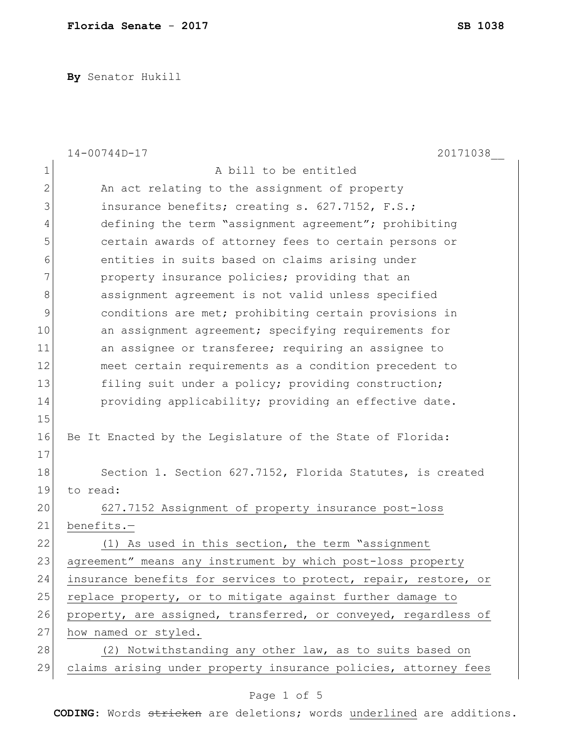By Senator Hukill

14-00744D-17 20171038__

A bill to be entitled

An act relating to the assignment of property insurance benefits; creating s. 627.7152, F.S.; defining the term "assignment agreement"; prohibiting certain awards of attorney fees to certain persons or entities in suits based on claims arising under property insurance policies; providing that an assignment agreement is not valid unless specified conditions are met; prohibiting certain provisions in an assignment agreement; specifying requirements for an assignee or transferee; requiring an assignee to meet certain requirements as a condition precedent to filing suit under a policy; providing construction; providing applicability; providing an effective date.

Be It Enacted by the Legislature of the State of Florida:

Section 1. Section 627.7152, Florida Statutes, is created to read:

627.7152 Assignment of property insurance post-loss benefits.—

(1) As used in this section, the term "assignment agreement" means any instrument by which post-loss property insurance benefits for services to protect, repair, restore, or replace property, or to mitigate against further damage to property, are assigned, transferred, or conveyed, regardless of how named or styled.

(2) Notwithstanding any other law, as to suits based on claims arising under property insurance policies, attorney fees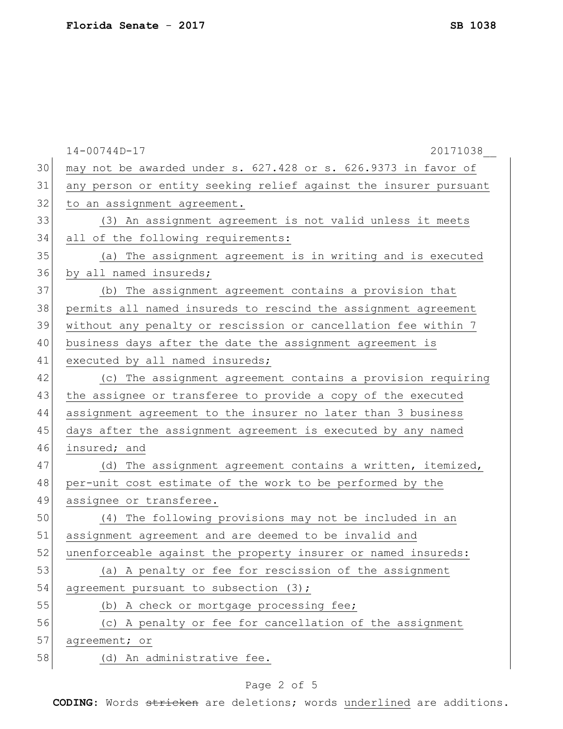may not be awarded under s. 627.428 or s. 626.9373 in favor of any person or entity seeking relief against the insurer pursuant to an assignment agreement.

(3) An assignment agreement is not valid unless it meets all of the following requirements:

(a) The assignment agreement is in writing and is executed by all named insureds;

(b) The assignment agreement contains a provision that permits all named insureds to rescind the assignment agreement without any penalty or rescission or cancellation fee within 7 business days after the date the assignment agreement is executed by all named insureds;

(c) The assignment agreement contains a provision requiring the assignee or transferee to provide a copy of the executed assignment agreement to the insurer no later than 3 business days after the assignment agreement is executed by any named insured; and

(d) The assignment agreement contains a written, itemized, per-unit cost estimate of the work to be performed by the assignee or transferee.

(4) The following provisions may not be included in an assignment agreement and are deemed to be invalid and unenforceable against the property insurer or named insureds:

(a) A penalty or fee for rescission of the assignment agreement pursuant to subsection (3);

(b) A check or mortgage processing fee;

(c) A penalty or fee for cancellation of the assignment agreement; or

(d) An administrative fee.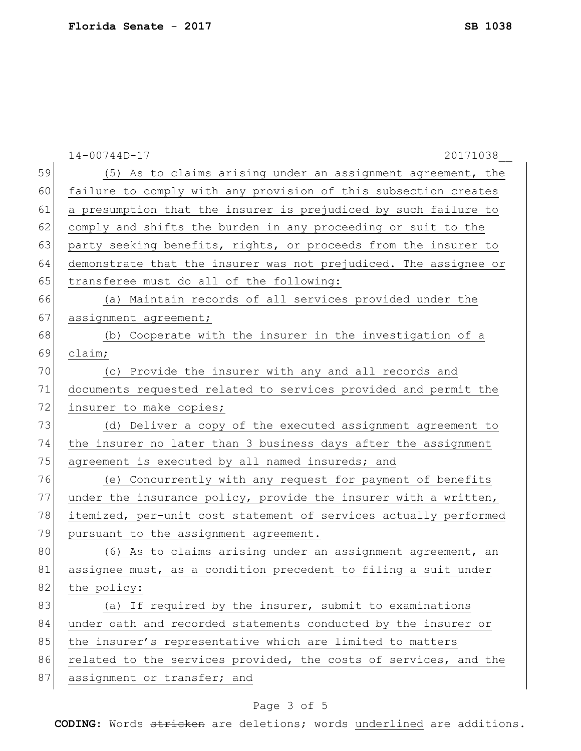(5) As to claims arising under an assignment agreement, the failure to comply with any provision of this subsection creates a presumption that the insurer is prejudiced by such failure to comply and shifts the burden in any proceeding or suit to the party seeking benefits, rights, or proceeds from the insurer to demonstrate that the insurer was not prejudiced. The assignee or transferee must do all of the following:

(a) Maintain records of all services provided under the assignment agreement;

(b) Cooperate with the insurer in the investigation of a claim;

(c) Provide the insurer with any and all records and documents requested related to services provided and permit the insurer to make copies;

(d) Deliver a copy of the executed assignment agreement to the insurer no later than 3 business days after the assignment agreement is executed by all named insureds; and

(e) Concurrently with any request for payment of benefits under the insurance policy, provide the insurer with a written, itemized, per-unit cost statement of services actually performed pursuant to the assignment agreement.

(6) As to claims arising under an assignment agreement, an assignee must, as a condition precedent to filing a suit under the policy:

(a) If required by the insurer, submit to examinations under oath and recorded statements conducted by the insurer or the insurer's representative which are limited to matters related to the services provided, the costs of services, and the assignment or transfer; and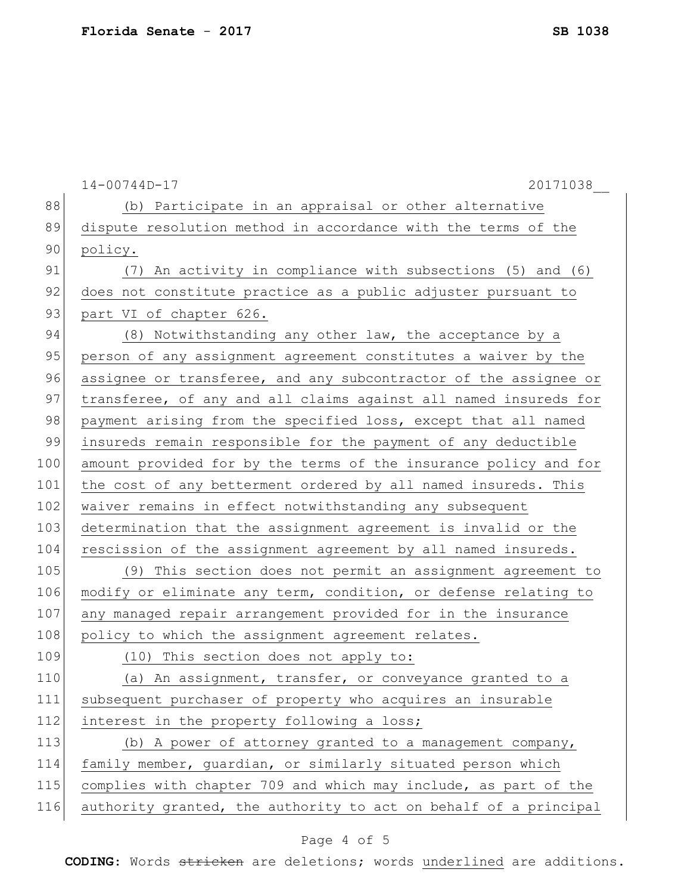(b) Participate in an appraisal or other alternative dispute resolution method in accordance with the terms of the policy.

(7) An activity in compliance with subsections (5) and (6) does not constitute practice as a public adjuster pursuant to part VI of chapter 626.

(8) Notwithstanding any other law, the acceptance by a person of any assignment agreement constitutes a waiver by the assignee or transferee, and any subcontractor of the assignee or transferee, of any and all claims against all named insureds for payment arising from the specified loss, except that all named insureds remain responsible for the payment of any deductible amount provided for by the terms of the insurance policy and for the cost of any betterment ordered by all named insureds. This waiver remains in effect notwithstanding any subsequent determination that the assignment agreement is invalid or the rescission of the assignment agreement by all named insureds.

(9) This section does not permit an assignment agreement to modify or eliminate any term, condition, or defense relating to any managed repair arrangement provided for in the insurance policy to which the assignment agreement relates.

(10) This section does not apply to:

(a) An assignment, transfer, or conveyance granted to a subsequent purchaser of property who acquires an insurable interest in the property following a loss;

(b) A power of attorney granted to a management company, family member, guardian, or similarly situated person which complies with chapter 709 and which may include, as part of the authority granted, the authority to act on behalf of a principal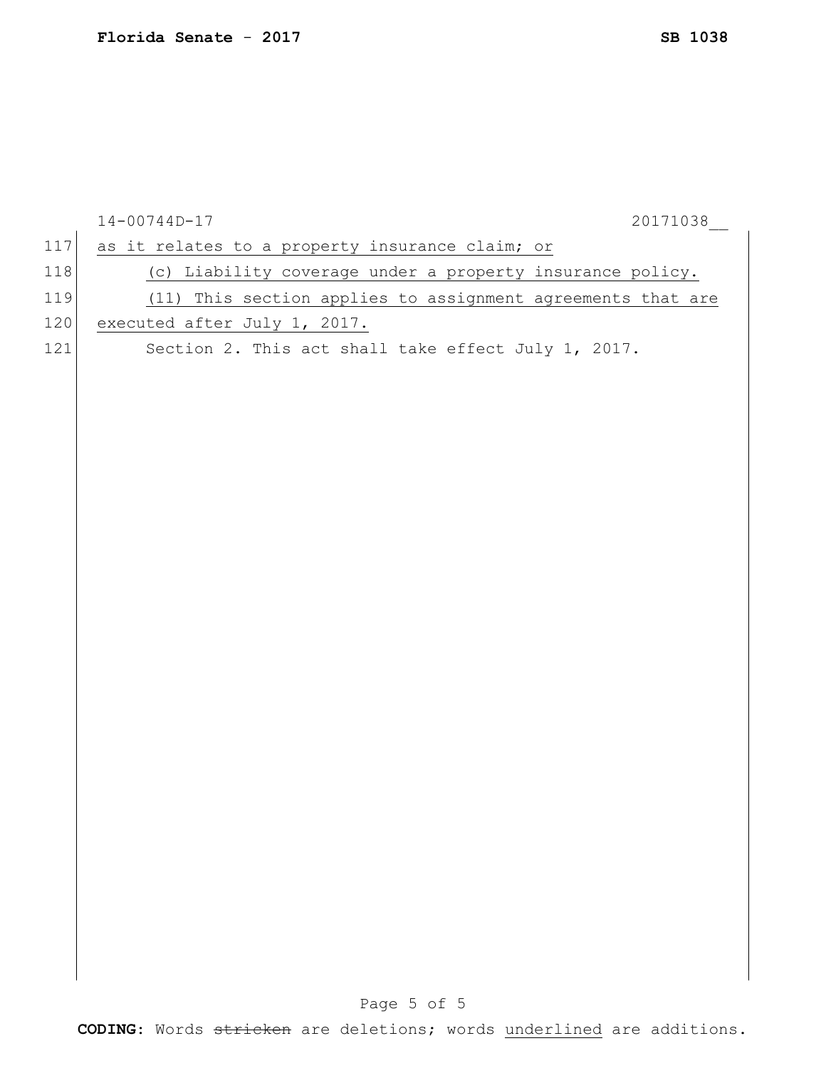as it relates to a property insurance claim; or

(c) Liability coverage under a property insurance policy.

(11) This section applies to assignment agreements that are executed after July 1, 2017.

Section 2. This act shall take effect July 1, 2017.